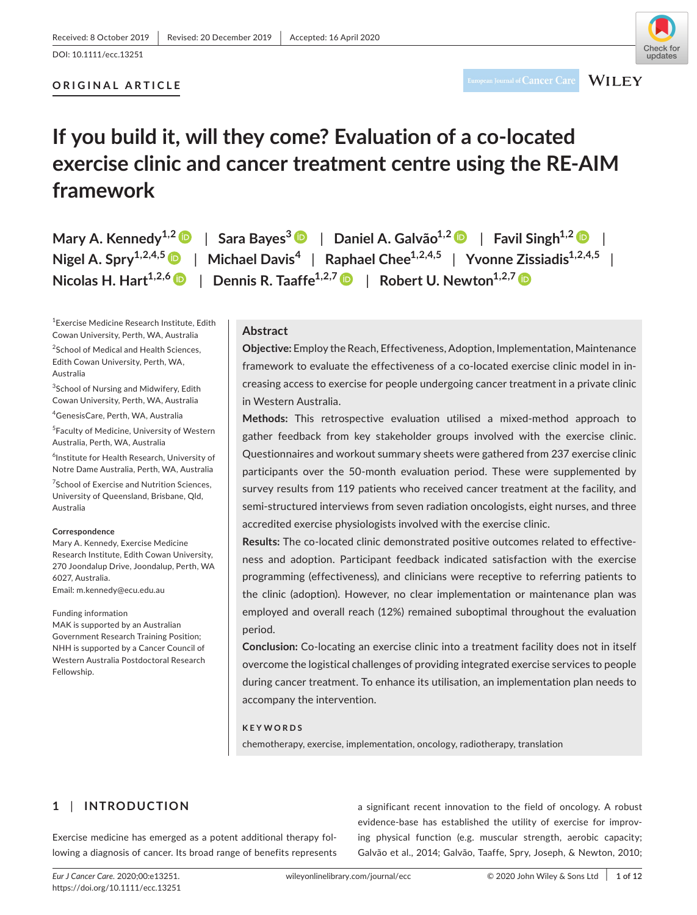Received: 8 October 2019 | Revised: 20 December 2019 | Accepted: 16 April 2020

DOI: 10.1111/ecc.13251

ORIGINAL ARTICLE

# If you build it, will they come? Evaluation of a co-located exercise clinic and cancer treatment centre using the RE-AIM framework

Mary A. Kennedy[1,2] | Sara Bayes[3] | Daniel A. Galvão[1,2] | Favil Singh[1,2] | Nigel A. Spry[1,2,4,5] | Michael Davis[4] | Raphael Chee[1,2,4,5] | Yvonne Zissiadis[1,2,4,5] | Nicolas H. Hart[1,2,6] | Dennis R. Taaffe[1,2,7] | Robert U. Newton[1,2,7]

[1]Exercise Medicine Research Institute, Edith Cowan University, Perth, WA, Australia

[2]School of Medical and Health Sciences, Edith Cowan University, Perth, WA, Australia

[3]School of Nursing and Midwifery, Edith Cowan University, Perth, WA, Australia

[4]GenesisCare, Perth, WA, Australia

[5]Faculty of Medicine, University of Western Australia, Perth, WA, Australia

[6]Institute for Health Research, University of Notre Dame Australia, Perth, WA, Australia

[7]School of Exercise and Nutrition Sciences, University of Queensland, Brisbane, Qld, Australia

**Correspondence**
Mary A. Kennedy, Exercise Medicine Research Institute, Edith Cowan University, 270 Joondalup Drive, Joondalup, Perth, WA 6027, Australia.
Email: m.kennedy@ecu.edu.au

Funding information
MAK is supported by an Australian Government Research Training Position; NHH is supported by a Cancer Council of Western Australia Postdoctoral Research Fellowship.

## Abstract

**Objective:** Employ the Reach, Effectiveness, Adoption, Implementation, Maintenance framework to evaluate the effectiveness of a co-located exercise clinic model in increasing access to exercise for people undergoing cancer treatment in a private clinic in Western Australia.

**Methods:** This retrospective evaluation utilised a mixed-method approach to gather feedback from key stakeholder groups involved with the exercise clinic. Questionnaires and workout summary sheets were gathered from 237 exercise clinic participants over the 50-month evaluation period. These were supplemented by survey results from 119 patients who received cancer treatment at the facility, and semi-structured interviews from seven radiation oncologists, eight nurses, and three accredited exercise physiologists involved with the exercise clinic.

**Results:** The co-located clinic demonstrated positive outcomes related to effectiveness and adoption. Participant feedback indicated satisfaction with the exercise programming (effectiveness), and clinicians were receptive to referring patients to the clinic (adoption). However, no clear implementation or maintenance plan was employed and overall reach (12%) remained suboptimal throughout the evaluation period.

**Conclusion:** Co-locating an exercise clinic into a treatment facility does not in itself overcome the logistical challenges of providing integrated exercise services to people during cancer treatment. To enhance its utilisation, an implementation plan needs to accompany the intervention.

**KEYWORDS**

chemotherapy, exercise, implementation, oncology, radiotherapy, translation

## 1 | INTRODUCTION

Exercise medicine has emerged as a potent additional therapy following a diagnosis of cancer. Its broad range of benefits represents a significant recent innovation to the field of oncology. A robust evidence-base has established the utility of exercise for improving physical function (e.g. muscular strength, aerobic capacity; Galvão et al., 2014; Galvão, Taaffe, Spry, Joseph, & Newton, 2010;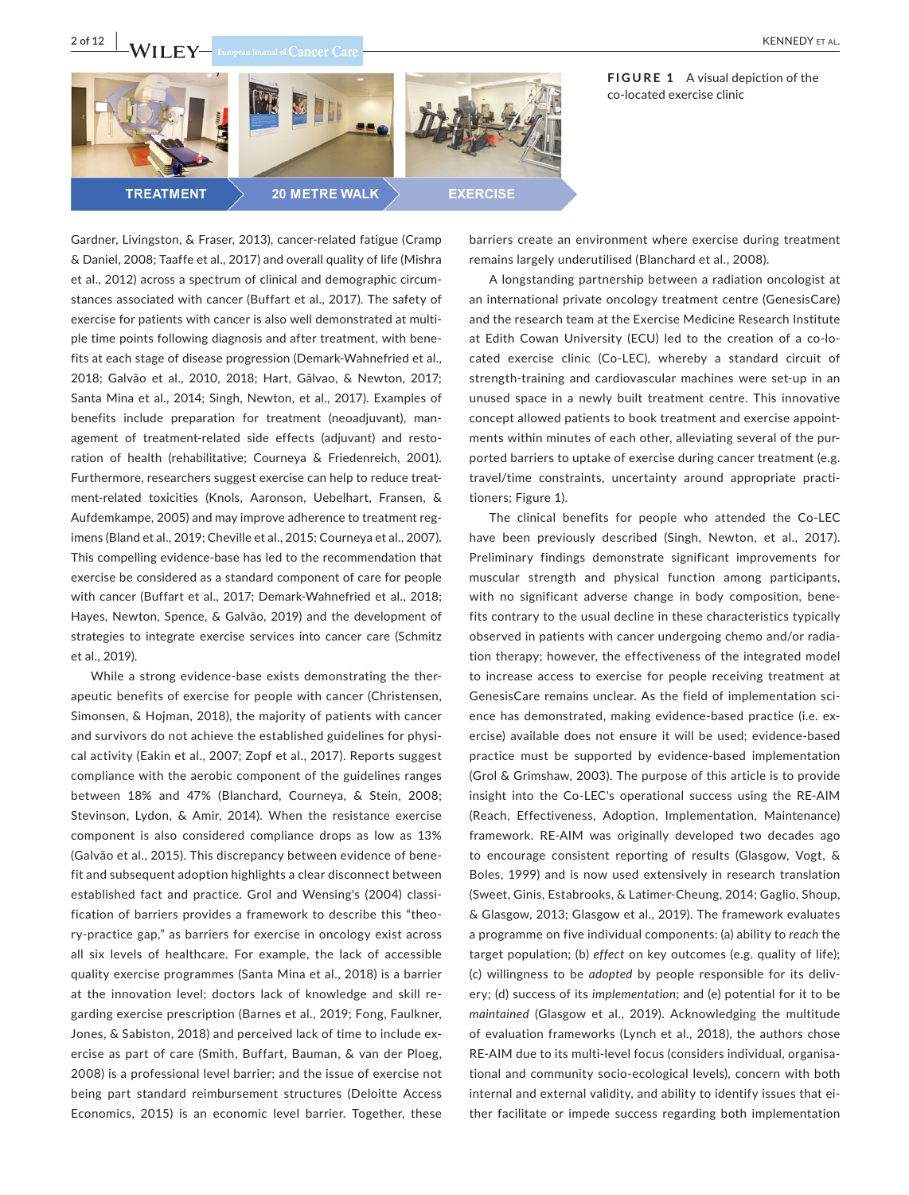FIGURE 1 A visual depiction of the co-located exercise clinic

Gardner, Livingston, & Fraser, 2013), cancer-related fatigue (Cramp & Daniel, 2008; Taaffe et al., 2017) and overall quality of life (Mishra et al., 2012) across a spectrum of clinical and demographic circumstances associated with cancer (Buffart et al., 2017). The safety of exercise for patients with cancer is also well demonstrated at multiple time points following diagnosis and after treatment, with benefits at each stage of disease progression (Demark-Wahnefried et al., 2018; Galvão et al., 2010, 2018; Hart, Gãlvao, & Newton, 2017; Santa Mina et al., 2014; Singh, Newton, et al., 2017). Examples of benefits include preparation for treatment (neoadjuvant), management of treatment-related side effects (adjuvant) and restoration of health (rehabilitative; Courneya & Friedenreich, 2001). Furthermore, researchers suggest exercise can help to reduce treatment-related toxicities (Knols, Aaronson, Uebelhart, Fransen, & Aufdemkampe, 2005) and may improve adherence to treatment regimens (Bland et al., 2019; Cheville et al., 2015; Courneya et al., 2007). This compelling evidence-base has led to the recommendation that exercise be considered as a standard component of care for people with cancer (Buffart et al., 2017; Demark-Wahnefried et al., 2018; Hayes, Newton, Spence, & Galvão, 2019) and the development of strategies to integrate exercise services into cancer care (Schmitz et al., 2019).

While a strong evidence-base exists demonstrating the therapeutic benefits of exercise for people with cancer (Christensen, Simonsen, & Hojman, 2018), the majority of patients with cancer and survivors do not achieve the established guidelines for physical activity (Eakin et al., 2007; Zopf et al., 2017). Reports suggest compliance with the aerobic component of the guidelines ranges between 18% and 47% (Blanchard, Courneya, & Stein, 2008; Stevinson, Lydon, & Amir, 2014). When the resistance exercise component is also considered compliance drops as low as 13% (Galvão et al., 2015). This discrepancy between evidence of benefit and subsequent adoption highlights a clear disconnect between established fact and practice. Grol and Wensing's (2004) classification of barriers provides a framework to describe this "theory-practice gap," as barriers for exercise in oncology exist across all six levels of healthcare. For example, the lack of accessible quality exercise programmes (Santa Mina et al., 2018) is a barrier at the innovation level; doctors lack of knowledge and skill regarding exercise prescription (Barnes et al., 2019; Fong, Faulkner, Jones, & Sabiston, 2018) and perceived lack of time to include exercise as part of care (Smith, Buffart, Bauman, & van der Ploeg, 2008) is a professional level barrier; and the issue of exercise not being part standard reimbursement structures (Deloitte Access Economics, 2015) is an economic level barrier. Together, these barriers create an environment where exercise during treatment remains largely underutilised (Blanchard et al., 2008).

A longstanding partnership between a radiation oncologist at an international private oncology treatment centre (GenesisCare) and the research team at the Exercise Medicine Research Institute at Edith Cowan University (ECU) led to the creation of a co-located exercise clinic (Co-LEC), whereby a standard circuit of strength-training and cardiovascular machines were set-up in an unused space in a newly built treatment centre. This innovative concept allowed patients to book treatment and exercise appointments within minutes of each other, alleviating several of the purported barriers to uptake of exercise during cancer treatment (e.g. travel/time constraints, uncertainty around appropriate practitioners; Figure 1).

The clinical benefits for people who attended the Co-LEC have been previously described (Singh, Newton, et al., 2017). Preliminary findings demonstrate significant improvements for muscular strength and physical function among participants, with no significant adverse change in body composition, benefits contrary to the usual decline in these characteristics typically observed in patients with cancer undergoing chemo and/or radiation therapy; however, the effectiveness of the integrated model to increase access to exercise for people receiving treatment at GenesisCare remains unclear. As the field of implementation science has demonstrated, making evidence-based practice (i.e. exercise) available does not ensure it will be used; evidence-based practice must be supported by evidence-based implementation (Grol & Grimshaw, 2003). The purpose of this article is to provide insight into the Co-LEC's operational success using the RE-AIM (Reach, Effectiveness, Adoption, Implementation, Maintenance) framework. RE-AIM was originally developed two decades ago to encourage consistent reporting of results (Glasgow, Vogt, & Boles, 1999) and is now used extensively in research translation (Sweet, Ginis, Estabrooks, & Latimer-Cheung, 2014; Gaglio, Shoup, & Glasgow, 2013; Glasgow et al., 2019). The framework evaluates a programme on five individual components: (a) ability to *reach* the target population; (b) *effect* on key outcomes (e.g. quality of life); (c) willingness to be *adopted* by people responsible for its delivery; (d) success of its *implementation*; and (e) potential for it to be *maintained* (Glasgow et al., 2019). Acknowledging the multitude of evaluation frameworks (Lynch et al., 2018), the authors chose RE-AIM due to its multi-level focus (considers individual, organisational and community socio-ecological levels), concern with both internal and external validity, and ability to identify issues that either facilitate or impede success regarding both implementation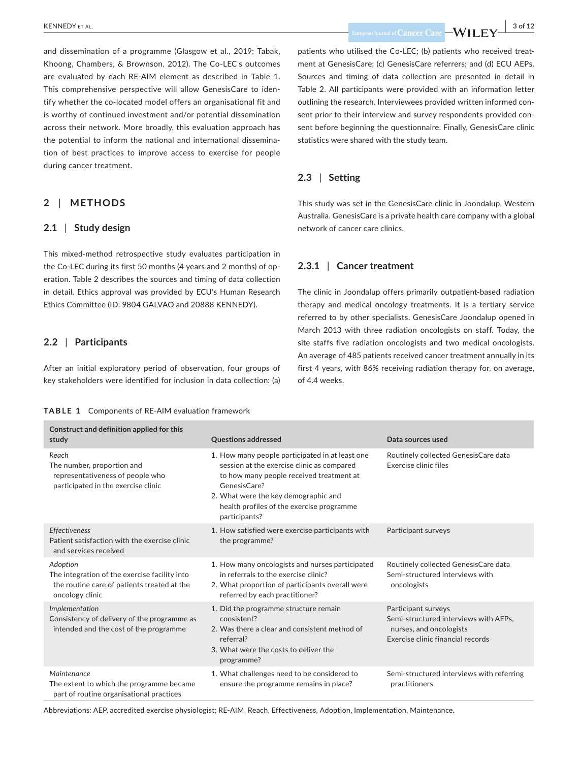and dissemination of a programme (Glasgow et al., 2019; Tabak, Khoong, Chambers, & Brownson, 2012). The Co-LEC's outcomes are evaluated by each RE-AIM element as described in Table 1. This comprehensive perspective will allow GenesisCare to identify whether the co-located model offers an organisational fit and is worthy of continued investment and/or potential dissemination across their network. More broadly, this evaluation approach has the potential to inform the national and international dissemination of best practices to improve access to exercise for people during cancer treatment.

## 2 | METHODS

### 2.1 | Study design

This mixed-method retrospective study evaluates participation in the Co-LEC during its first 50 months (4 years and 2 months) of operation. Table 2 describes the sources and timing of data collection in detail. Ethics approval was provided by ECU's Human Research Ethics Committee (ID: 9804 GALVAO and 20888 KENNEDY).

### 2.2 | Participants

After an initial exploratory period of observation, four groups of key stakeholders were identified for inclusion in data collection: (a) patients who utilised the Co-LEC; (b) patients who received treatment at GenesisCare; (c) GenesisCare referrers; and (d) ECU AEPs. Sources and timing of data collection are presented in detail in Table 2. All participants were provided with an information letter outlining the research. Interviewees provided written informed consent prior to their interview and survey respondents provided consent before beginning the questionnaire. Finally, GenesisCare clinic statistics were shared with the study team.

### 2.3 | Setting

This study was set in the GenesisCare clinic in Joondalup, Western Australia. GenesisCare is a private health care company with a global network of cancer care clinics.

#### 2.3.1 | Cancer treatment

The clinic in Joondalup offers primarily outpatient-based radiation therapy and medical oncology treatments. It is a tertiary service referred to by other specialists. GenesisCare Joondalup opened in March 2013 with three radiation oncologists on staff. Today, the site staffs five radiation oncologists and two medical oncologists. An average of 485 patients received cancer treatment annually in its first 4 years, with 86% receiving radiation therapy for, on average, of 4.4 weeks.

**TABLE 1** Components of RE-AIM evaluation framework

| Construct and definition applied for this study | Questions addressed | Data sources used |
|---|---|---|
| *Reach*<br>The number, proportion and representativeness of people who participated in the exercise clinic | 1. How many people participated in at least one session at the exercise clinic as compared to how many people received treatment at GenesisCare?<br>2. What were the key demographic and health profiles of the exercise programme participants? | Routinely collected GenesisCare data<br>Exercise clinic files |
| *Effectiveness*<br>Patient satisfaction with the exercise clinic and services received | 1. How satisfied were exercise participants with the programme? | Participant surveys |
| *Adoption*<br>The integration of the exercise facility into the routine care of patients treated at the oncology clinic | 1. How many oncologists and nurses participated in referrals to the exercise clinic?<br>2. What proportion of participants overall were referred by each practitioner? | Routinely collected GenesisCare data<br>Semi-structured interviews with oncologists |
| *Implementation*<br>Consistency of delivery of the programme as intended and the cost of the programme | 1. Did the programme structure remain consistent?<br>2. Was there a clear and consistent method of referral?<br>3. What were the costs to deliver the programme? | Participant surveys<br>Semi-structured interviews with AEPs, nurses, and oncologists<br>Exercise clinic financial records |
| *Maintenance*<br>The extent to which the programme became part of routine organisational practices | 1. What challenges need to be considered to ensure the programme remains in place? | Semi-structured interviews with referring practitioners |

Abbreviations: AEP, accredited exercise physiologist; RE-AIM, Reach, Effectiveness, Adoption, Implementation, Maintenance.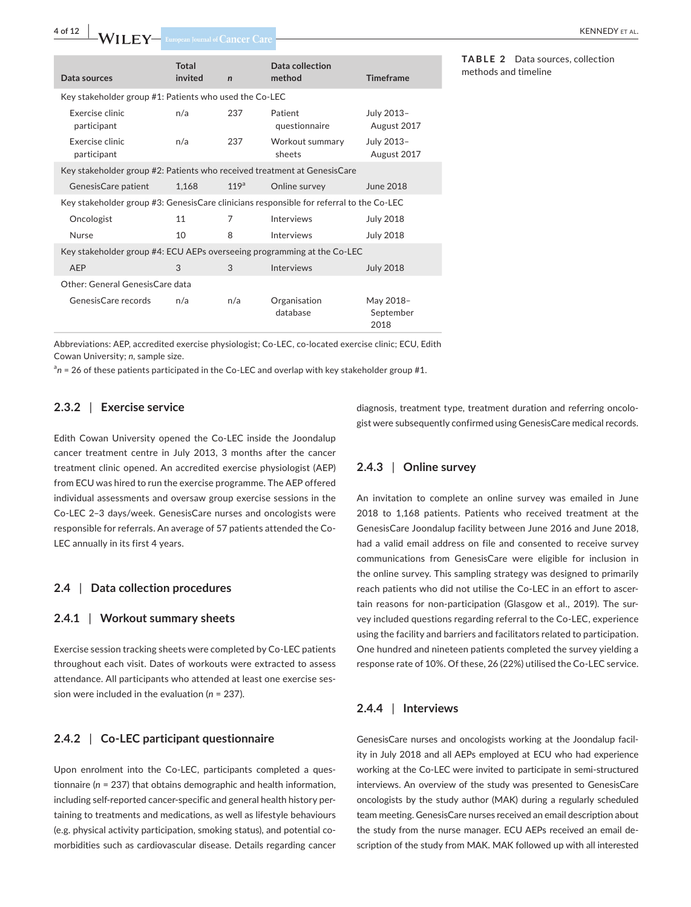**TABLE 2** Data sources, collection methods and timeline

| Data sources | Total invited | *n* | Data collection method | Timeframe |
|---|---|---|---|---|
| Key stakeholder group #1: Patients who used the Co-LEC | | | | |
| Exercise clinic participant | n/a | 237 | Patient questionnaire | July 2013–August 2017 |
| Exercise clinic participant | n/a | 237 | Workout summary sheets | July 2013–August 2017 |
| Key stakeholder group #2: Patients who received treatment at GenesisCare | | | | |
| GenesisCare patient | 1,168 | 119[a] | Online survey | June 2018 |
| Key stakeholder group #3: GenesisCare clinicians responsible for referral to the Co-LEC | | | | |
| Oncologist | 11 | 7 | Interviews | July 2018 |
| Nurse | 10 | 8 | Interviews | July 2018 |
| Key stakeholder group #4: ECU AEPs overseeing programming at the Co-LEC | | | | |
| AEP | 3 | 3 | Interviews | July 2018 |
| Other: General GenesisCare data | | | | |
| GenesisCare records | n/a | n/a | Organisation database | May 2018–September 2018 |

Abbreviations: AEP, accredited exercise physiologist; Co-LEC, co-located exercise clinic; ECU, Edith Cowan University; *n*, sample size.

[a]*n* = 26 of these patients participated in the Co-LEC and overlap with key stakeholder group #1.

### 2.3.2 | Exercise service

Edith Cowan University opened the Co-LEC inside the Joondalup cancer treatment centre in July 2013, 3 months after the cancer treatment clinic opened. An accredited exercise physiologist (AEP) from ECU was hired to run the exercise programme. The AEP offered individual assessments and oversaw group exercise sessions in the Co-LEC 2–3 days/week. GenesisCare nurses and oncologists were responsible for referrals. An average of 57 patients attended the Co-LEC annually in its first 4 years.

## 2.4 | Data collection procedures

### 2.4.1 | Workout summary sheets

Exercise session tracking sheets were completed by Co-LEC patients throughout each visit. Dates of workouts were extracted to assess attendance. All participants who attended at least one exercise session were included in the evaluation (*n* = 237).

### 2.4.2 | Co-LEC participant questionnaire

Upon enrolment into the Co-LEC, participants completed a questionnaire (*n* = 237) that obtains demographic and health information, including self-reported cancer-specific and general health history pertaining to treatments and medications, as well as lifestyle behaviours (e.g. physical activity participation, smoking status), and potential co-morbidities such as cardiovascular disease. Details regarding cancer diagnosis, treatment type, treatment duration and referring oncologist were subsequently confirmed using GenesisCare medical records.

### 2.4.3 | Online survey

An invitation to complete an online survey was emailed in June 2018 to 1,168 patients. Patients who received treatment at the GenesisCare Joondalup facility between June 2016 and June 2018, had a valid email address on file and consented to receive survey communications from GenesisCare were eligible for inclusion in the online survey. This sampling strategy was designed to primarily reach patients who did not utilise the Co-LEC in an effort to ascertain reasons for non-participation (Glasgow et al., 2019). The survey included questions regarding referral to the Co-LEC, experience using the facility and barriers and facilitators related to participation. One hundred and nineteen patients completed the survey yielding a response rate of 10%. Of these, 26 (22%) utilised the Co-LEC service.

### 2.4.4 | Interviews

GenesisCare nurses and oncologists working at the Joondalup facility in July 2018 and all AEPs employed at ECU who had experience working at the Co-LEC were invited to participate in semi-structured interviews. An overview of the study was presented to GenesisCare oncologists by the study author (MAK) during a regularly scheduled team meeting. GenesisCare nurses received an email description about the study from the nurse manager. ECU AEPs received an email description of the study from MAK. MAK followed up with all interested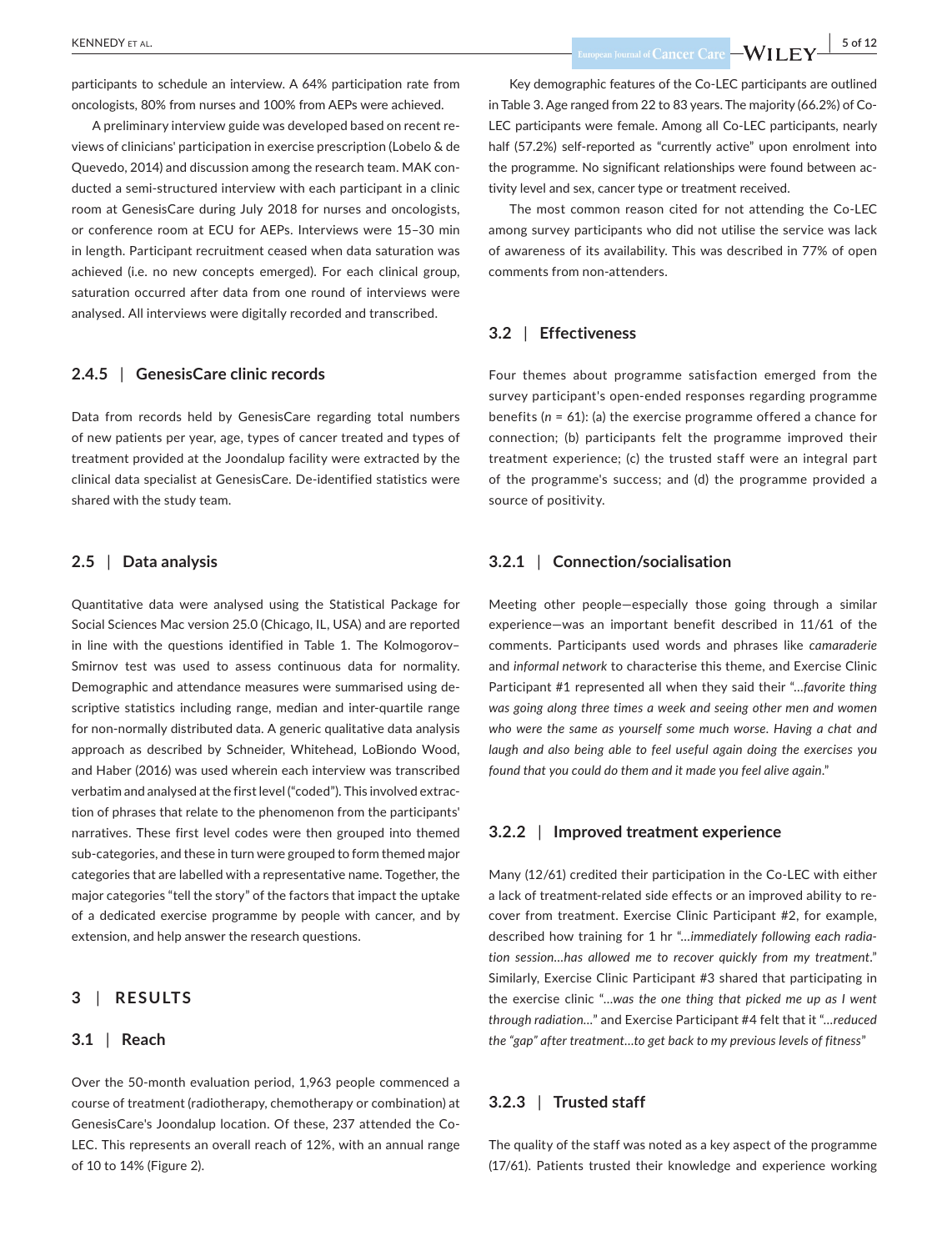participants to schedule an interview. A 64% participation rate from oncologists, 80% from nurses and 100% from AEPs were achieved.

A preliminary interview guide was developed based on recent reviews of clinicians' participation in exercise prescription (Lobelo & de Quevedo, 2014) and discussion among the research team. MAK conducted a semi-structured interview with each participant in a clinic room at GenesisCare during July 2018 for nurses and oncologists, or conference room at ECU for AEPs. Interviews were 15–30 min in length. Participant recruitment ceased when data saturation was achieved (i.e. no new concepts emerged). For each clinical group, saturation occurred after data from one round of interviews were analysed. All interviews were digitally recorded and transcribed.

#### 2.4.5 | GenesisCare clinic records

Data from records held by GenesisCare regarding total numbers of new patients per year, age, types of cancer treated and types of treatment provided at the Joondalup facility were extracted by the clinical data specialist at GenesisCare. De-identified statistics were shared with the study team.

### 2.5 | Data analysis

Quantitative data were analysed using the Statistical Package for Social Sciences Mac version 25.0 (Chicago, IL, USA) and are reported in line with the questions identified in Table 1. The Kolmogorov–Smirnov test was used to assess continuous data for normality. Demographic and attendance measures were summarised using descriptive statistics including range, median and inter-quartile range for non-normally distributed data. A generic qualitative data analysis approach as described by Schneider, Whitehead, LoBiondo Wood, and Haber (2016) was used wherein each interview was transcribed verbatim and analysed at the first level ("coded"). This involved extraction of phrases that relate to the phenomenon from the participants' narratives. These first level codes were then grouped into themed sub-categories, and these in turn were grouped to form themed major categories that are labelled with a representative name. Together, the major categories "tell the story" of the factors that impact the uptake of a dedicated exercise programme by people with cancer, and by extension, and help answer the research questions.

## 3 | RESULTS

### 3.1 | Reach

Over the 50-month evaluation period, 1,963 people commenced a course of treatment (radiotherapy, chemotherapy or combination) at GenesisCare's Joondalup location. Of these, 237 attended the Co-LEC. This represents an overall reach of 12%, with an annual range of 10 to 14% (Figure 2).

Key demographic features of the Co-LEC participants are outlined in Table 3. Age ranged from 22 to 83 years. The majority (66.2%) of Co-LEC participants were female. Among all Co-LEC participants, nearly half (57.2%) self-reported as "currently active" upon enrolment into the programme. No significant relationships were found between activity level and sex, cancer type or treatment received.

The most common reason cited for not attending the Co-LEC among survey participants who did not utilise the service was lack of awareness of its availability. This was described in 77% of open comments from non-attenders.

### 3.2 | Effectiveness

Four themes about programme satisfaction emerged from the survey participant's open-ended responses regarding programme benefits ($n$ = 61): (a) the exercise programme offered a chance for connection; (b) participants felt the programme improved their treatment experience; (c) the trusted staff were an integral part of the programme's success; and (d) the programme provided a source of positivity.

#### 3.2.1 | Connection/socialisation

Meeting other people—especially those going through a similar experience—was an important benefit described in 11/61 of the comments. Participants used words and phrases like *camaraderie* and *informal network* to characterise this theme, and Exercise Clinic Participant #1 represented all when they said their "*…favorite thing was going along three times a week and seeing other men and women who were the same as yourself some much worse. Having a chat and laugh and also being able to feel useful again doing the exercises you found that you could do them and it made you feel alive again*."

#### 3.2.2 | Improved treatment experience

Many (12/61) credited their participation in the Co-LEC with either a lack of treatment-related side effects or an improved ability to recover from treatment. Exercise Clinic Participant #2, for example, described how training for 1 hr "*…immediately following each radiation session…has allowed me to recover quickly from my treatment*." Similarly, Exercise Clinic Participant #3 shared that participating in the exercise clinic "*…was the one thing that picked me up as I went through radiation…*" and Exercise Participant #4 felt that it "*…reduced the "gap" after treatment…to get back to my previous levels of fitness*"

#### 3.2.3 | Trusted staff

The quality of the staff was noted as a key aspect of the programme (17/61). Patients trusted their knowledge and experience working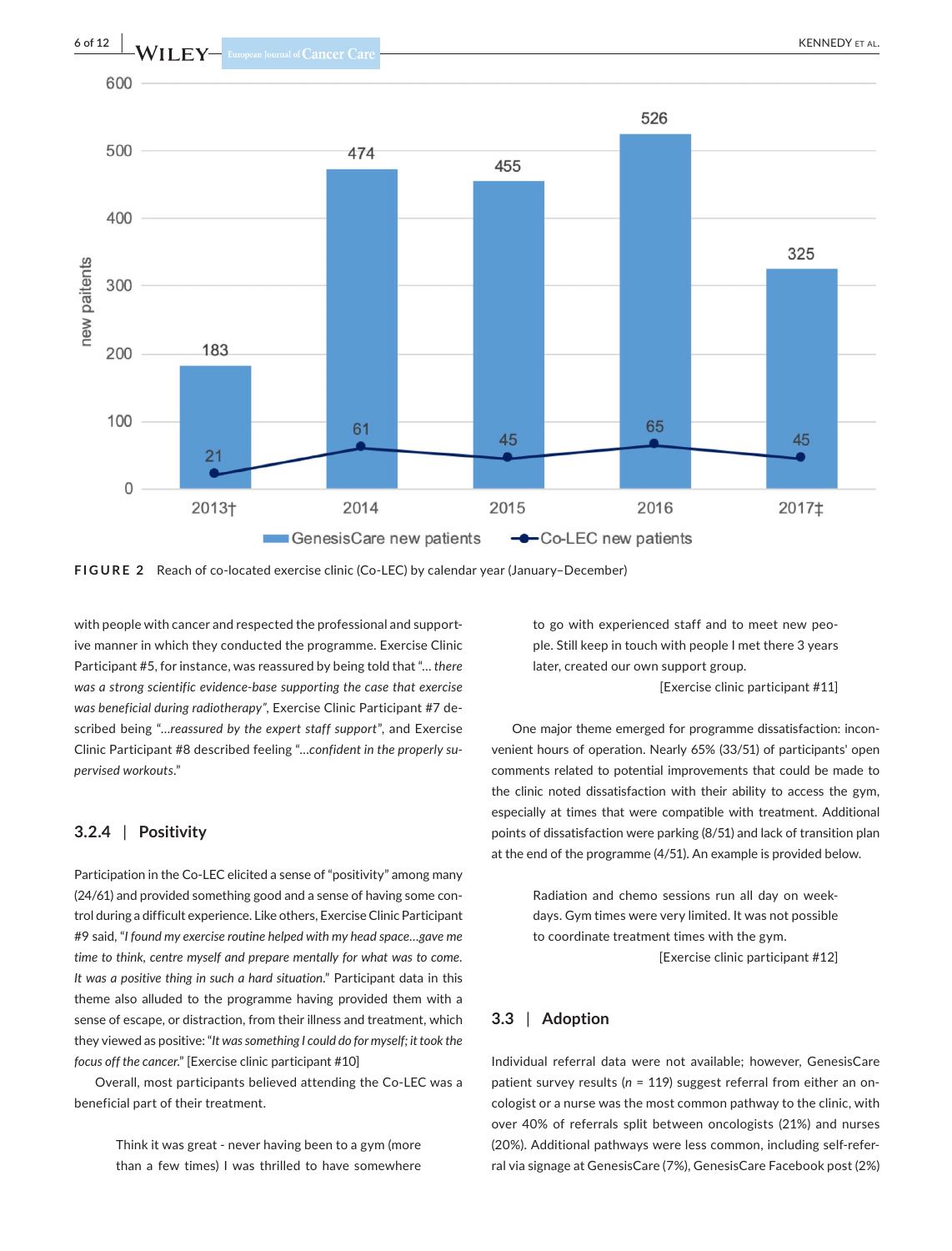FIGURE 2 Reach of co-located exercise clinic (Co-LEC) by calendar year (January–December)

with people with cancer and respected the professional and supportive manner in which they conducted the programme. Exercise Clinic Participant #5, for instance, was reassured by being told that "*… there was a strong scientific evidence-base supporting the case that exercise was beneficial during radiotherapy*", Exercise Clinic Participant #7 described being "*…reassured by the expert staff support*", and Exercise Clinic Participant #8 described feeling "*…confident in the properly supervised workouts*."

### 3.2.4 | Positivity

Participation in the Co-LEC elicited a sense of "positivity" among many (24/61) and provided something good and a sense of having some control during a difficult experience. Like others, Exercise Clinic Participant #9 said, "*I found my exercise routine helped with my head space…gave me time to think, centre myself and prepare mentally for what was to come. It was a positive thing in such a hard situation.*" Participant data in this theme also alluded to the programme having provided them with a sense of escape, or distraction, from their illness and treatment, which they viewed as positive: "*It was something I could do for myself; it took the focus off the cancer.*" [Exercise clinic participant #10]

Overall, most participants believed attending the Co-LEC was a beneficial part of their treatment.

> Think it was great - never having been to a gym (more than a few times) I was thrilled to have somewhere to go with experienced staff and to meet new people. Still keep in touch with people I met there 3 years later, created our own support group.
>
> [Exercise clinic participant #11]

One major theme emerged for programme dissatisfaction: inconvenient hours of operation. Nearly 65% (33/51) of participants' open comments related to potential improvements that could be made to the clinic noted dissatisfaction with their ability to access the gym, especially at times that were compatible with treatment. Additional points of dissatisfaction were parking (8/51) and lack of transition plan at the end of the programme (4/51). An example is provided below.

> Radiation and chemo sessions run all day on weekdays. Gym times were very limited. It was not possible to coordinate treatment times with the gym.
>
> [Exercise clinic participant #12]

## 3.3 | Adoption

Individual referral data were not available; however, GenesisCare patient survey results (*n* = 119) suggest referral from either an oncologist or a nurse was the most common pathway to the clinic, with over 40% of referrals split between oncologists (21%) and nurses (20%). Additional pathways were less common, including self-referral via signage at GenesisCare (7%), GenesisCare Facebook post (2%)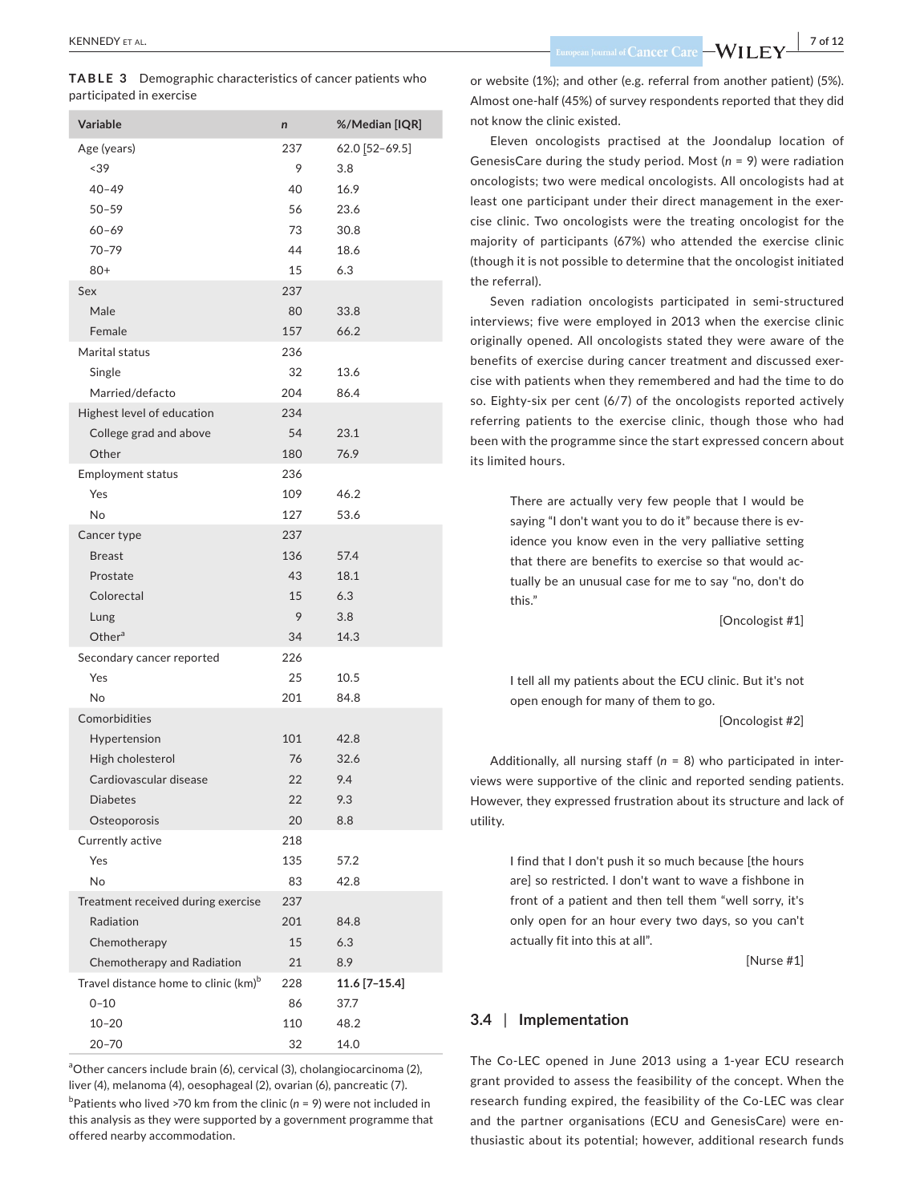**TABLE 3** Demographic characteristics of cancer patients who participated in exercise

| Variable | n | %/Median [IQR] |
|---|---|---|
| Age (years) | 237 | 62.0 [52–69.5] |
| <39 | 9 | 3.8 |
| 40–49 | 40 | 16.9 |
| 50–59 | 56 | 23.6 |
| 60–69 | 73 | 30.8 |
| 70–79 | 44 | 18.6 |
| 80+ | 15 | 6.3 |
| Sex | 237 | |
| Male | 80 | 33.8 |
| Female | 157 | 66.2 |
| Marital status | 236 | |
| Single | 32 | 13.6 |
| Married/defacto | 204 | 86.4 |
| Highest level of education | 234 | |
| College grad and above | 54 | 23.1 |
| Other | 180 | 76.9 |
| Employment status | 236 | |
| Yes | 109 | 46.2 |
| No | 127 | 53.6 |
| Cancer type | 237 | |
| Breast | 136 | 57.4 |
| Prostate | 43 | 18.1 |
| Colorectal | 15 | 6.3 |
| Lung | 9 | 3.8 |
| Other[a] | 34 | 14.3 |
| Secondary cancer reported | 226 | |
| Yes | 25 | 10.5 |
| No | 201 | 84.8 |
| Comorbidities | | |
| Hypertension | 101 | 42.8 |
| High cholesterol | 76 | 32.6 |
| Cardiovascular disease | 22 | 9.4 |
| Diabetes | 22 | 9.3 |
| Osteoporosis | 20 | 8.8 |
| Currently active | 218 | |
| Yes | 135 | 57.2 |
| No | 83 | 42.8 |
| Treatment received during exercise | 237 | |
| Radiation | 201 | 84.8 |
| Chemotherapy | 15 | 6.3 |
| Chemotherapy and Radiation | 21 | 8.9 |
| Travel distance home to clinic (km)[b] | 228 | **11.6 [7–15.4]** |
| 0–10 | 86 | 37.7 |
| 10–20 | 110 | 48.2 |
| 20–70 | 32 | 14.0 |

[a]Other cancers include brain (6), cervical (3), cholangiocarcinoma (2), liver (4), melanoma (4), oesophageal (2), ovarian (6), pancreatic (7).
[b]Patients who lived >70 km from the clinic (n = 9) were not included in this analysis as they were supported by a government programme that offered nearby accommodation.

or website (1%); and other (e.g. referral from another patient) (5%). Almost one-half (45%) of survey respondents reported that they did not know the clinic existed.

Eleven oncologists practised at the Joondalup location of GenesisCare during the study period. Most (n = 9) were radiation oncologists; two were medical oncologists. All oncologists had at least one participant under their direct management in the exercise clinic. Two oncologists were the treating oncologist for the majority of participants (67%) who attended the exercise clinic (though it is not possible to determine that the oncologist initiated the referral).

Seven radiation oncologists participated in semi-structured interviews; five were employed in 2013 when the exercise clinic originally opened. All oncologists stated they were aware of the benefits of exercise during cancer treatment and discussed exercise with patients when they remembered and had the time to do so. Eighty-six per cent (6/7) of the oncologists reported actively referring patients to the exercise clinic, though those who had been with the programme since the start expressed concern about its limited hours.

> There are actually very few people that I would be saying "I don't want you to do it" because there is evidence you know even in the very palliative setting that there are benefits to exercise so that would actually be an unusual case for me to say "no, don't do this."
>
> [Oncologist #1]

> I tell all my patients about the ECU clinic. But it's not open enough for many of them to go.
>
> [Oncologist #2]

Additionally, all nursing staff (n = 8) who participated in interviews were supportive of the clinic and reported sending patients. However, they expressed frustration about its structure and lack of utility.

> I find that I don't push it so much because [the hours are] so restricted. I don't want to wave a fishbone in front of a patient and then tell them "well sorry, it's only open for an hour every two days, so you can't actually fit into this at all".
>
> [Nurse #1]

### 3.4 | Implementation

The Co-LEC opened in June 2013 using a 1-year ECU research grant provided to assess the feasibility of the concept. When the research funding expired, the feasibility of the Co-LEC was clear and the partner organisations (ECU and GenesisCare) were enthusiastic about its potential; however, additional research funds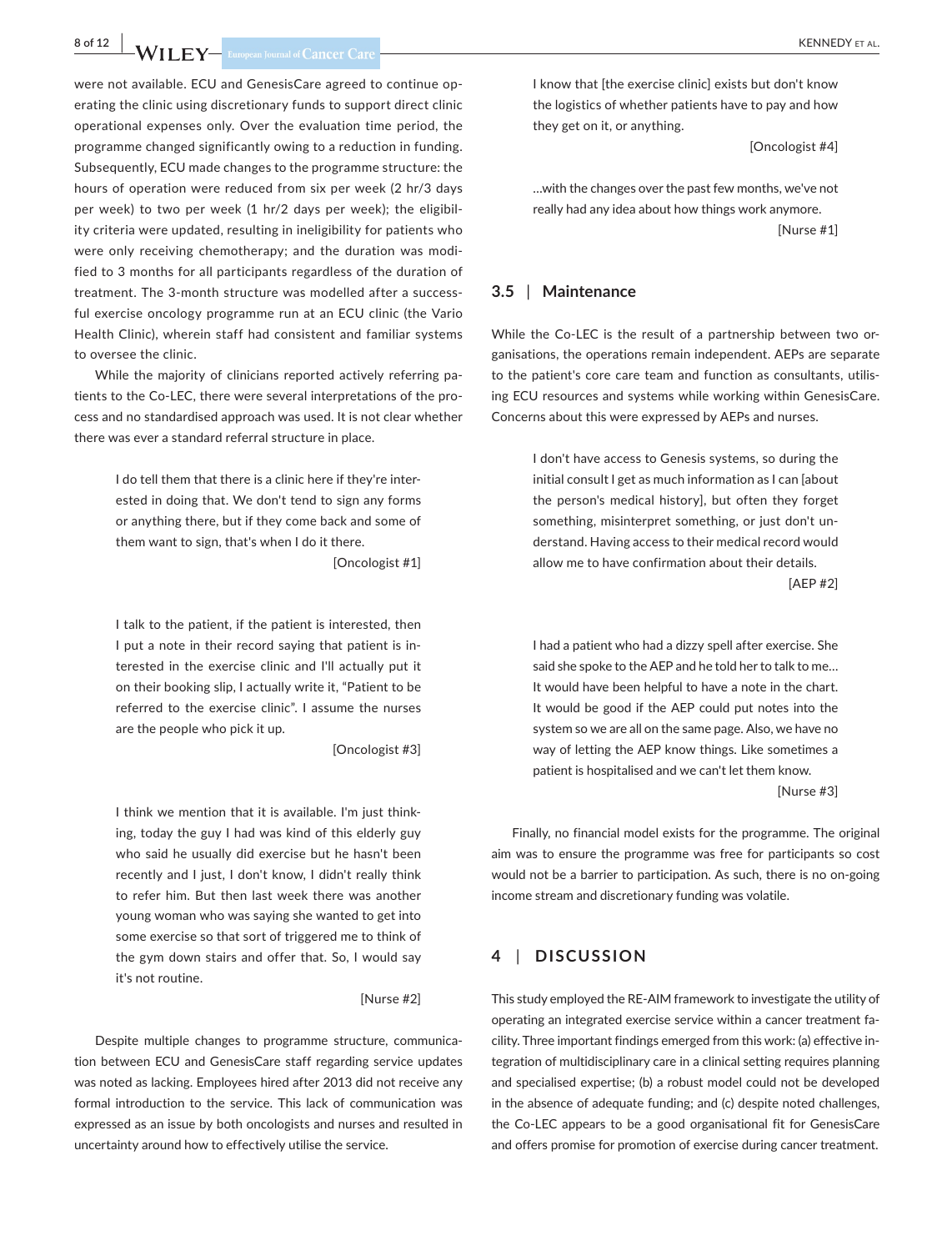were not available. ECU and GenesisCare agreed to continue operating the clinic using discretionary funds to support direct clinic operational expenses only. Over the evaluation time period, the programme changed significantly owing to a reduction in funding. Subsequently, ECU made changes to the programme structure: the hours of operation were reduced from six per week (2 hr/3 days per week) to two per week (1 hr/2 days per week); the eligibility criteria were updated, resulting in ineligibility for patients who were only receiving chemotherapy; and the duration was modified to 3 months for all participants regardless of the duration of treatment. The 3-month structure was modelled after a successful exercise oncology programme run at an ECU clinic (the Vario Health Clinic), wherein staff had consistent and familiar systems to oversee the clinic.

While the majority of clinicians reported actively referring patients to the Co-LEC, there were several interpretations of the process and no standardised approach was used. It is not clear whether there was ever a standard referral structure in place.

> I do tell them that there is a clinic here if they're interested in doing that. We don't tend to sign any forms or anything there, but if they come back and some of them want to sign, that's when I do it there.
>
> [Oncologist #1]

> I talk to the patient, if the patient is interested, then I put a note in their record saying that patient is interested in the exercise clinic and I'll actually put it on their booking slip, I actually write it, "Patient to be referred to the exercise clinic". I assume the nurses are the people who pick it up.
>
> [Oncologist #3]

> I think we mention that it is available. I'm just thinking, today the guy I had was kind of this elderly guy who said he usually did exercise but he hasn't been recently and I just, I don't know, I didn't really think to refer him. But then last week there was another young woman who was saying she wanted to get into some exercise so that sort of triggered me to think of the gym down stairs and offer that. So, I would say it's not routine.
>
> [Nurse #2]

Despite multiple changes to programme structure, communication between ECU and GenesisCare staff regarding service updates was noted as lacking. Employees hired after 2013 did not receive any formal introduction to the service. This lack of communication was expressed as an issue by both oncologists and nurses and resulted in uncertainty around how to effectively utilise the service.

> I know that [the exercise clinic] exists but don't know the logistics of whether patients have to pay and how they get on it, or anything.
>
> [Oncologist #4]

> …with the changes over the past few months, we've not really had any idea about how things work anymore.
>
> [Nurse #1]

### 3.5 | Maintenance

While the Co-LEC is the result of a partnership between two organisations, the operations remain independent. AEPs are separate to the patient's core care team and function as consultants, utilising ECU resources and systems while working within GenesisCare. Concerns about this were expressed by AEPs and nurses.

> I don't have access to Genesis systems, so during the initial consult I get as much information as I can [about the person's medical history], but often they forget something, misinterpret something, or just don't understand. Having access to their medical record would allow me to have confirmation about their details.
>
> [AEP #2]

> I had a patient who had a dizzy spell after exercise. She said she spoke to the AEP and he told her to talk to me… It would have been helpful to have a note in the chart. It would be good if the AEP could put notes into the system so we are all on the same page. Also, we have no way of letting the AEP know things. Like sometimes a patient is hospitalised and we can't let them know.
>
> [Nurse #3]

Finally, no financial model exists for the programme. The original aim was to ensure the programme was free for participants so cost would not be a barrier to participation. As such, there is no on-going income stream and discretionary funding was volatile.

## 4 | DISCUSSION

This study employed the RE-AIM framework to investigate the utility of operating an integrated exercise service within a cancer treatment facility. Three important findings emerged from this work: (a) effective integration of multidisciplinary care in a clinical setting requires planning and specialised expertise; (b) a robust model could not be developed in the absence of adequate funding; and (c) despite noted challenges, the Co-LEC appears to be a good organisational fit for GenesisCare and offers promise for promotion of exercise during cancer treatment.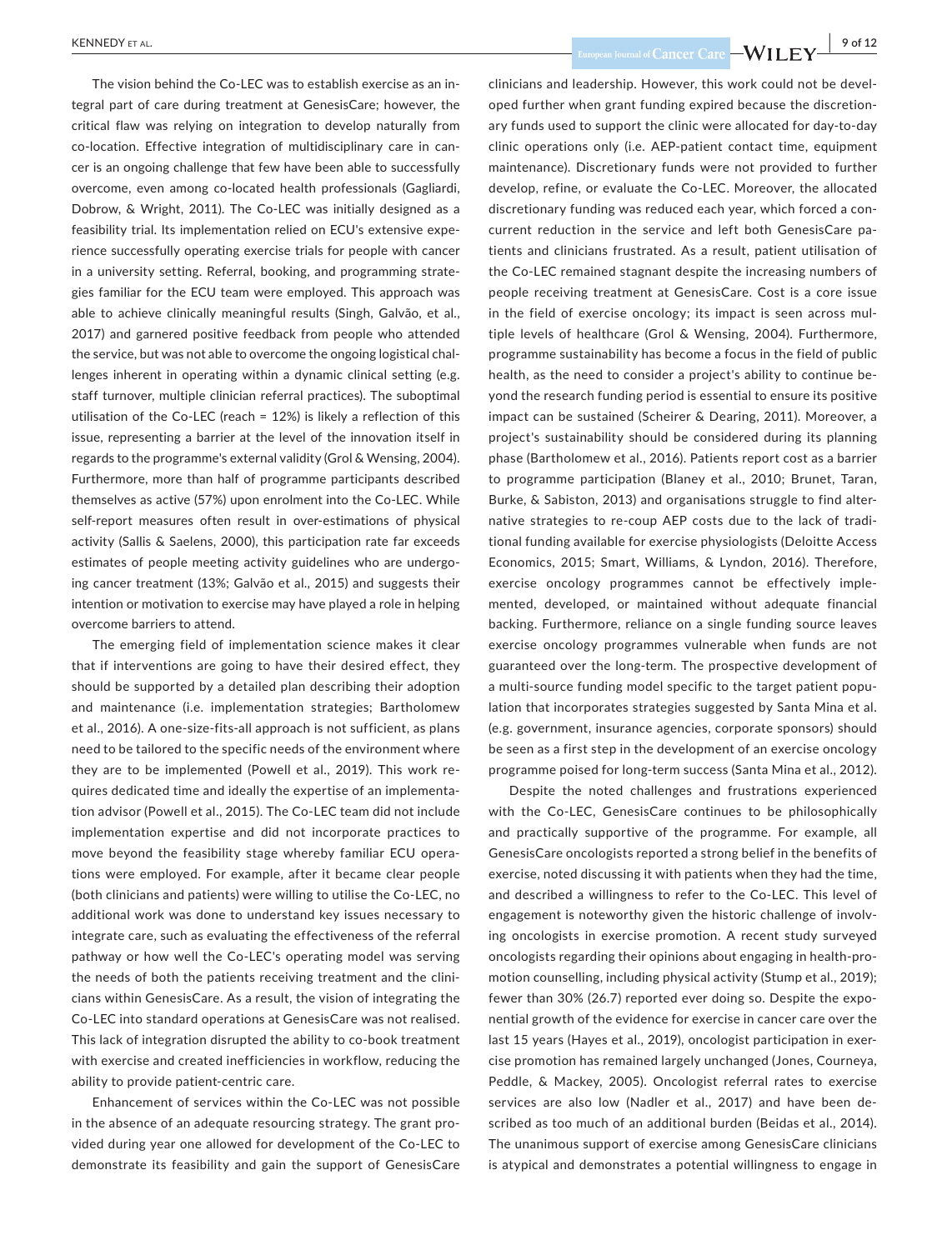The vision behind the Co-LEC was to establish exercise as an integral part of care during treatment at GenesisCare; however, the critical flaw was relying on integration to develop naturally from co-location. Effective integration of multidisciplinary care in cancer is an ongoing challenge that few have been able to successfully overcome, even among co-located health professionals (Gagliardi, Dobrow, & Wright, 2011). The Co-LEC was initially designed as a feasibility trial. Its implementation relied on ECU's extensive experience successfully operating exercise trials for people with cancer in a university setting. Referral, booking, and programming strategies familiar for the ECU team were employed. This approach was able to achieve clinically meaningful results (Singh, Galvão, et al., 2017) and garnered positive feedback from people who attended the service, but was not able to overcome the ongoing logistical challenges inherent in operating within a dynamic clinical setting (e.g. staff turnover, multiple clinician referral practices). The suboptimal utilisation of the Co-LEC (reach = 12%) is likely a reflection of this issue, representing a barrier at the level of the innovation itself in regards to the programme's external validity (Grol & Wensing, 2004). Furthermore, more than half of programme participants described themselves as active (57%) upon enrolment into the Co-LEC. While self-report measures often result in over-estimations of physical activity (Sallis & Saelens, 2000), this participation rate far exceeds estimates of people meeting activity guidelines who are undergoing cancer treatment (13%; Galvão et al., 2015) and suggests their intention or motivation to exercise may have played a role in helping overcome barriers to attend.

The emerging field of implementation science makes it clear that if interventions are going to have their desired effect, they should be supported by a detailed plan describing their adoption and maintenance (i.e. implementation strategies; Bartholomew et al., 2016). A one-size-fits-all approach is not sufficient, as plans need to be tailored to the specific needs of the environment where they are to be implemented (Powell et al., 2019). This work requires dedicated time and ideally the expertise of an implementation advisor (Powell et al., 2015). The Co-LEC team did not include implementation expertise and did not incorporate practices to move beyond the feasibility stage whereby familiar ECU operations were employed. For example, after it became clear people (both clinicians and patients) were willing to utilise the Co-LEC, no additional work was done to understand key issues necessary to integrate care, such as evaluating the effectiveness of the referral pathway or how well the Co-LEC's operating model was serving the needs of both the patients receiving treatment and the clinicians within GenesisCare. As a result, the vision of integrating the Co-LEC into standard operations at GenesisCare was not realised. This lack of integration disrupted the ability to co-book treatment with exercise and created inefficiencies in workflow, reducing the ability to provide patient-centric care.

Enhancement of services within the Co-LEC was not possible in the absence of an adequate resourcing strategy. The grant provided during year one allowed for development of the Co-LEC to demonstrate its feasibility and gain the support of GenesisCare clinicians and leadership. However, this work could not be developed further when grant funding expired because the discretionary funds used to support the clinic were allocated for day-to-day clinic operations only (i.e. AEP-patient contact time, equipment maintenance). Discretionary funds were not provided to further develop, refine, or evaluate the Co-LEC. Moreover, the allocated discretionary funding was reduced each year, which forced a concurrent reduction in the service and left both GenesisCare patients and clinicians frustrated. As a result, patient utilisation of the Co-LEC remained stagnant despite the increasing numbers of people receiving treatment at GenesisCare. Cost is a core issue in the field of exercise oncology; its impact is seen across multiple levels of healthcare (Grol & Wensing, 2004). Furthermore, programme sustainability has become a focus in the field of public health, as the need to consider a project's ability to continue beyond the research funding period is essential to ensure its positive impact can be sustained (Scheirer & Dearing, 2011). Moreover, a project's sustainability should be considered during its planning phase (Bartholomew et al., 2016). Patients report cost as a barrier to programme participation (Blaney et al., 2010; Brunet, Taran, Burke, & Sabiston, 2013) and organisations struggle to find alternative strategies to re-coup AEP costs due to the lack of traditional funding available for exercise physiologists (Deloitte Access Economics, 2015; Smart, Williams, & Lyndon, 2016). Therefore, exercise oncology programmes cannot be effectively implemented, developed, or maintained without adequate financial backing. Furthermore, reliance on a single funding source leaves exercise oncology programmes vulnerable when funds are not guaranteed over the long-term. The prospective development of a multi-source funding model specific to the target patient population that incorporates strategies suggested by Santa Mina et al. (e.g. government, insurance agencies, corporate sponsors) should be seen as a first step in the development of an exercise oncology programme poised for long-term success (Santa Mina et al., 2012).

Despite the noted challenges and frustrations experienced with the Co-LEC, GenesisCare continues to be philosophically and practically supportive of the programme. For example, all GenesisCare oncologists reported a strong belief in the benefits of exercise, noted discussing it with patients when they had the time, and described a willingness to refer to the Co-LEC. This level of engagement is noteworthy given the historic challenge of involving oncologists in exercise promotion. A recent study surveyed oncologists regarding their opinions about engaging in health-promotion counselling, including physical activity (Stump et al., 2019); fewer than 30% (26.7) reported ever doing so. Despite the exponential growth of the evidence for exercise in cancer care over the last 15 years (Hayes et al., 2019), oncologist participation in exercise promotion has remained largely unchanged (Jones, Courneya, Peddle, & Mackey, 2005). Oncologist referral rates to exercise services are also low (Nadler et al., 2017) and have been described as too much of an additional burden (Beidas et al., 2014). The unanimous support of exercise among GenesisCare clinicians is atypical and demonstrates a potential willingness to engage in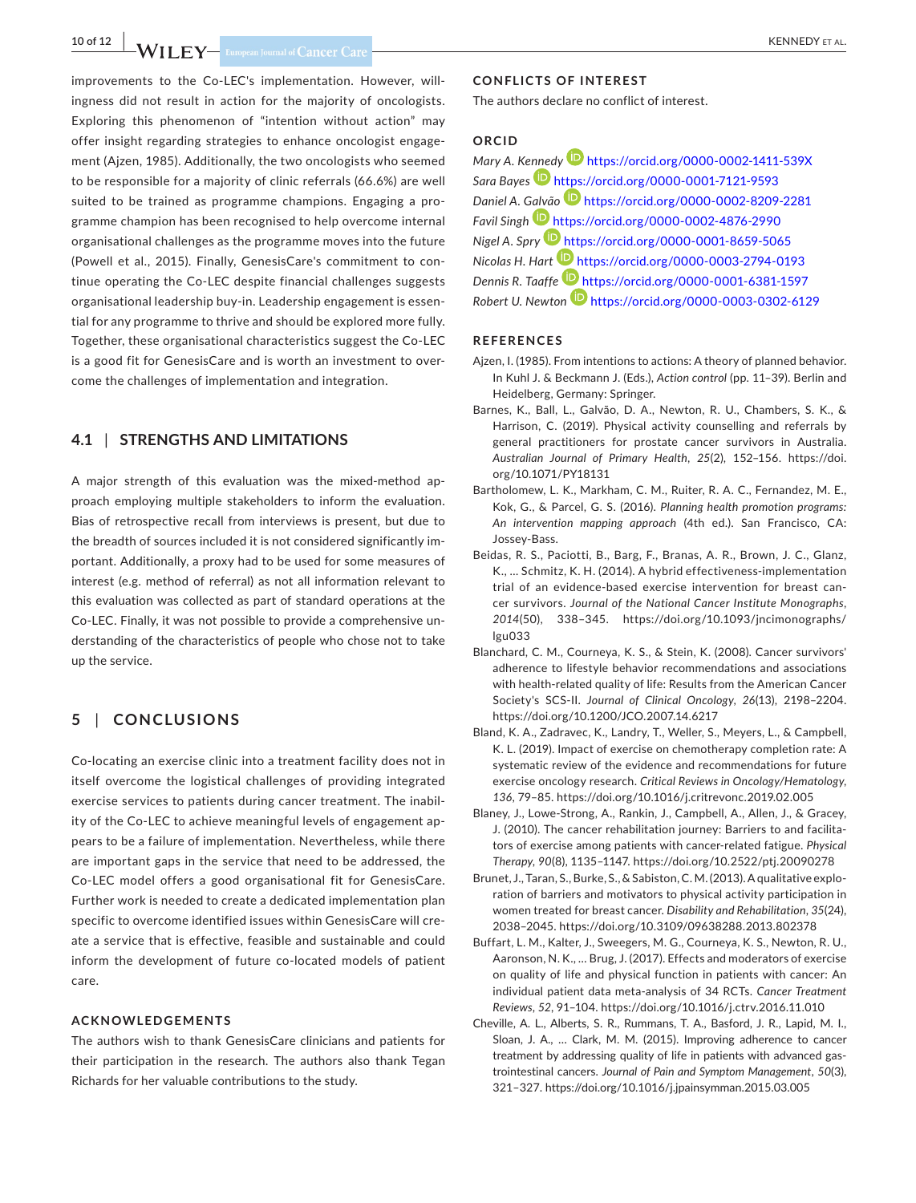improvements to the Co-LEC's implementation. However, willingness did not result in action for the majority of oncologists. Exploring this phenomenon of "intention without action" may offer insight regarding strategies to enhance oncologist engagement (Ajzen, 1985). Additionally, the two oncologists who seemed to be responsible for a majority of clinic referrals (66.6%) are well suited to be trained as programme champions. Engaging a programme champion has been recognised to help overcome internal organisational challenges as the programme moves into the future (Powell et al., 2015). Finally, GenesisCare's commitment to continue operating the Co-LEC despite financial challenges suggests organisational leadership buy-in. Leadership engagement is essential for any programme to thrive and should be explored more fully. Together, these organisational characteristics suggest the Co-LEC is a good fit for GenesisCare and is worth an investment to overcome the challenges of implementation and integration.

### 4.1 | STRENGTHS AND LIMITATIONS

A major strength of this evaluation was the mixed-method approach employing multiple stakeholders to inform the evaluation. Bias of retrospective recall from interviews is present, but due to the breadth of sources included it is not considered significantly important. Additionally, a proxy had to be used for some measures of interest (e.g. method of referral) as not all information relevant to this evaluation was collected as part of standard operations at the Co-LEC. Finally, it was not possible to provide a comprehensive understanding of the characteristics of people who chose not to take up the service.

## 5 | CONCLUSIONS

Co-locating an exercise clinic into a treatment facility does not in itself overcome the logistical challenges of providing integrated exercise services to patients during cancer treatment. The inability of the Co-LEC to achieve meaningful levels of engagement appears to be a failure of implementation. Nevertheless, while there are important gaps in the service that need to be addressed, the Co-LEC model offers a good organisational fit for GenesisCare. Further work is needed to create a dedicated implementation plan specific to overcome identified issues within GenesisCare will create a service that is effective, feasible and sustainable and could inform the development of future co-located models of patient care.

### ACKNOWLEDGEMENTS

The authors wish to thank GenesisCare clinicians and patients for their participation in the research. The authors also thank Tegan Richards for her valuable contributions to the study.

### CONFLICTS OF INTEREST

The authors declare no conflict of interest.

### ORCID

*Mary A. Kennedy* https://orcid.org/0000-0002-1411-539X
*Sara Bayes* https://orcid.org/0000-0001-7121-9593
*Daniel A. Galvão* https://orcid.org/0000-0002-8209-2281
*Favil Singh* https://orcid.org/0000-0002-4876-2990
*Nigel A. Spry* https://orcid.org/0000-0001-8659-5065
*Nicolas H. Hart* https://orcid.org/0000-0003-2794-0193
*Dennis R. Taaffe* https://orcid.org/0000-0001-6381-1597
*Robert U. Newton* https://orcid.org/0000-0003-0302-6129

### REFERENCES

Ajzen, I. (1985). From intentions to actions: A theory of planned behavior. In Kuhl J. & Beckmann J. (Eds.), *Action control* (pp. 11–39). Berlin and Heidelberg, Germany: Springer.

Barnes, K., Ball, L., Galvão, D. A., Newton, R. U., Chambers, S. K., & Harrison, C. (2019). Physical activity counselling and referrals by general practitioners for prostate cancer survivors in Australia. *Australian Journal of Primary Health*, *25*(2), 152–156. https://doi.org/10.1071/PY18131

Bartholomew, L. K., Markham, C. M., Ruiter, R. A. C., Fernandez, M. E., Kok, G., & Parcel, G. S. (2016). *Planning health promotion programs: An intervention mapping approach* (4th ed.). San Francisco, CA: Jossey-Bass.

Beidas, R. S., Paciotti, B., Barg, F., Branas, A. R., Brown, J. C., Glanz, K., … Schmitz, K. H. (2014). A hybrid effectiveness-implementation trial of an evidence-based exercise intervention for breast cancer survivors. *Journal of the National Cancer Institute Monographs*, *2014*(50), 338–345. https://doi.org/10.1093/jncimonographs/lgu033

Blanchard, C. M., Courneya, K. S., & Stein, K. (2008). Cancer survivors' adherence to lifestyle behavior recommendations and associations with health-related quality of life: Results from the American Cancer Society's SCS-II. *Journal of Clinical Oncology*, *26*(13), 2198–2204. https://doi.org/10.1200/JCO.2007.14.6217

Bland, K. A., Zadravec, K., Landry, T., Weller, S., Meyers, L., & Campbell, K. L. (2019). Impact of exercise on chemotherapy completion rate: A systematic review of the evidence and recommendations for future exercise oncology research. *Critical Reviews in Oncology/Hematology*, *136*, 79–85. https://doi.org/10.1016/j.critrevonc.2019.02.005

Blaney, J., Lowe-Strong, A., Rankin, J., Campbell, A., Allen, J., & Gracey, J. (2010). The cancer rehabilitation journey: Barriers to and facilitators of exercise among patients with cancer-related fatigue. *Physical Therapy*, *90*(8), 1135–1147. https://doi.org/10.2522/ptj.20090278

Brunet, J., Taran, S., Burke, S., & Sabiston, C. M. (2013). A qualitative exploration of barriers and motivators to physical activity participation in women treated for breast cancer. *Disability and Rehabilitation*, *35*(24), 2038–2045. https://doi.org/10.3109/09638288.2013.802378

Buffart, L. M., Kalter, J., Sweegers, M. G., Courneya, K. S., Newton, R. U., Aaronson, N. K., … Brug, J. (2017). Effects and moderators of exercise on quality of life and physical function in patients with cancer: An individual patient data meta-analysis of 34 RCTs. *Cancer Treatment Reviews*, *52*, 91–104. https://doi.org/10.1016/j.ctrv.2016.11.010

Cheville, A. L., Alberts, S. R., Rummans, T. A., Basford, J. R., Lapid, M. I., Sloan, J. A., … Clark, M. M. (2015). Improving adherence to cancer treatment by addressing quality of life in patients with advanced gastrointestinal cancers. *Journal of Pain and Symptom Management*, *50*(3), 321–327. https://doi.org/10.1016/j.jpainsymman.2015.03.005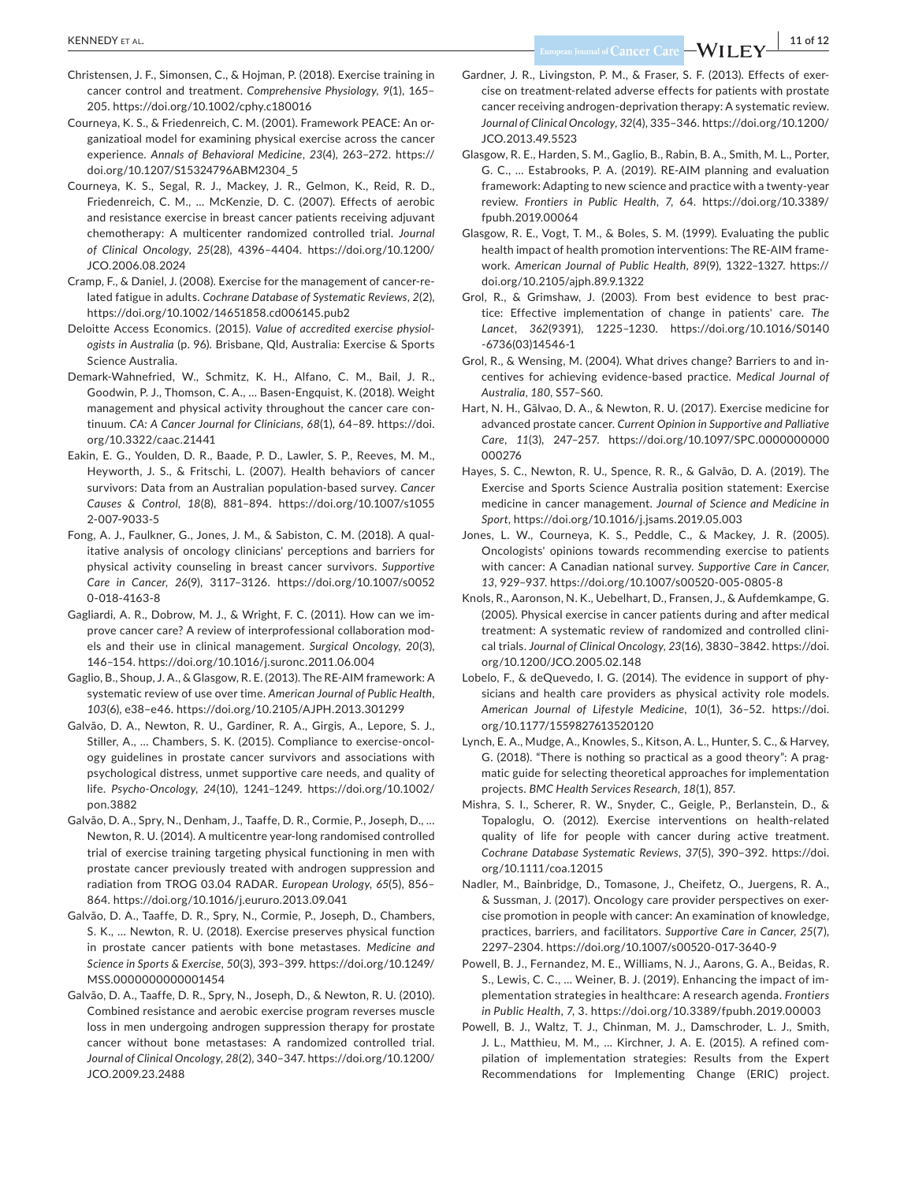Christensen, J. F., Simonsen, C., & Hojman, P. (2018). Exercise training in cancer control and treatment. *Comprehensive Physiology*, *9*(1), 165–205. https://doi.org/10.1002/cphy.c180016

Courneya, K. S., & Friedenreich, C. M. (2001). Framework PEACE: An organizatioal model for examining physical exercise across the cancer experience. *Annals of Behavioral Medicine*, *23*(4), 263–272. https://doi.org/10.1207/S15324796ABM2304_5

Courneya, K. S., Segal, R. J., Mackey, J. R., Gelmon, K., Reid, R. D., Friedenreich, C. M., … McKenzie, D. C. (2007). Effects of aerobic and resistance exercise in breast cancer patients receiving adjuvant chemotherapy: A multicenter randomized controlled trial. *Journal of Clinical Oncology*, *25*(28), 4396–4404. https://doi.org/10.1200/JCO.2006.08.2024

Cramp, F., & Daniel, J. (2008). Exercise for the management of cancer-related fatigue in adults. *Cochrane Database of Systematic Reviews*, *2*(2), https://doi.org/10.1002/14651858.cd006145.pub2

Deloitte Access Economics. (2015). *Value of accredited exercise physiologists in Australia* (p. 96). Brisbane, Qld, Australia: Exercise & Sports Science Australia.

Demark-Wahnefried, W., Schmitz, K. H., Alfano, C. M., Bail, J. R., Goodwin, P. J., Thomson, C. A., … Basen-Engquist, K. (2018). Weight management and physical activity throughout the cancer care continuum. *CA: A Cancer Journal for Clinicians*, *68*(1), 64–89. https://doi.org/10.3322/caac.21441

Eakin, E. G., Youlden, D. R., Baade, P. D., Lawler, S. P., Reeves, M. M., Heyworth, J. S., & Fritschi, L. (2007). Health behaviors of cancer survivors: Data from an Australian population-based survey. *Cancer Causes & Control*, *18*(8), 881–894. https://doi.org/10.1007/s10552-007-9033-5

Fong, A. J., Faulkner, G., Jones, J. M., & Sabiston, C. M. (2018). A qualitative analysis of oncology clinicians' perceptions and barriers for physical activity counseling in breast cancer survivors. *Supportive Care in Cancer*, *26*(9), 3117–3126. https://doi.org/10.1007/s00520-018-4163-8

Gagliardi, A. R., Dobrow, M. J., & Wright, F. C. (2011). How can we improve cancer care? A review of interprofessional collaboration models and their use in clinical management. *Surgical Oncology*, *20*(3), 146–154. https://doi.org/10.1016/j.suronc.2011.06.004

Gaglio, B., Shoup, J. A., & Glasgow, R. E. (2013). The RE-AIM framework: A systematic review of use over time. *American Journal of Public Health*, *103*(6), e38–e46. https://doi.org/10.2105/AJPH.2013.301299

Galvão, D. A., Newton, R. U., Gardiner, R. A., Girgis, A., Lepore, S. J., Stiller, A., … Chambers, S. K. (2015). Compliance to exercise-oncology guidelines in prostate cancer survivors and associations with psychological distress, unmet supportive care needs, and quality of life. *Psycho-Oncology*, *24*(10), 1241–1249. https://doi.org/10.1002/pon.3882

Galvão, D. A., Spry, N., Denham, J., Taaffe, D. R., Cormie, P., Joseph, D., … Newton, R. U. (2014). A multicentre year-long randomised controlled trial of exercise training targeting physical functioning in men with prostate cancer previously treated with androgen suppression and radiation from TROG 03.04 RADAR. *European Urology*, *65*(5), 856–864. https://doi.org/10.1016/j.eururo.2013.09.041

Galvão, D. A., Taaffe, D. R., Spry, N., Cormie, P., Joseph, D., Chambers, S. K., … Newton, R. U. (2018). Exercise preserves physical function in prostate cancer patients with bone metastases. *Medicine and Science in Sports & Exercise*, *50*(3), 393–399. https://doi.org/10.1249/MSS.0000000000001454

Galvão, D. A., Taaffe, D. R., Spry, N., Joseph, D., & Newton, R. U. (2010). Combined resistance and aerobic exercise program reverses muscle loss in men undergoing androgen suppression therapy for prostate cancer without bone metastases: A randomized controlled trial. *Journal of Clinical Oncology*, *28*(2), 340–347. https://doi.org/10.1200/JCO.2009.23.2488

Gardner, J. R., Livingston, P. M., & Fraser, S. F. (2013). Effects of exercise on treatment-related adverse effects for patients with prostate cancer receiving androgen-deprivation therapy: A systematic review. *Journal of Clinical Oncology*, *32*(4), 335–346. https://doi.org/10.1200/JCO.2013.49.5523

Glasgow, R. E., Harden, S. M., Gaglio, B., Rabin, B. A., Smith, M. L., Porter, G. C., … Estabrooks, P. A. (2019). RE-AIM planning and evaluation framework: Adapting to new science and practice with a twenty-year review. *Frontiers in Public Health*, *7*, 64. https://doi.org/10.3389/fpubh.2019.00064

Glasgow, R. E., Vogt, T. M., & Boles, S. M. (1999). Evaluating the public health impact of health promotion interventions: The RE-AIM framework. *American Journal of Public Health*, *89*(9), 1322–1327. https://doi.org/10.2105/ajph.89.9.1322

Grol, R., & Grimshaw, J. (2003). From best evidence to best practice: Effective implementation of change in patients' care. *The Lancet*, *362*(9391), 1225–1230. https://doi.org/10.1016/S0140-6736(03)14546-1

Grol, R., & Wensing, M. (2004). What drives change? Barriers to and incentives for achieving evidence-based practice. *Medical Journal of Australia*, *180*, S57–S60.

Hart, N. H., Gālvao, D. A., & Newton, R. U. (2017). Exercise medicine for advanced prostate cancer. *Current Opinion in Supportive and Palliative Care*, *11*(3), 247–257. https://doi.org/10.1097/SPC.0000000000000276

Hayes, S. C., Newton, R. U., Spence, R. R., & Galvão, D. A. (2019). The Exercise and Sports Science Australia position statement: Exercise medicine in cancer management. *Journal of Science and Medicine in Sport*, https://doi.org/10.1016/j.jsams.2019.05.003

Jones, L. W., Courneya, K. S., Peddle, C., & Mackey, J. R. (2005). Oncologists' opinions towards recommending exercise to patients with cancer: A Canadian national survey. *Supportive Care in Cancer*, *13*, 929–937. https://doi.org/10.1007/s00520-005-0805-8

Knols, R., Aaronson, N. K., Uebelhart, D., Fransen, J., & Aufdemkampe, G. (2005). Physical exercise in cancer patients during and after medical treatment: A systematic review of randomized and controlled clinical trials. *Journal of Clinical Oncology*, *23*(16), 3830–3842. https://doi.org/10.1200/JCO.2005.02.148

Lobelo, F., & deQuevedo, I. G. (2014). The evidence in support of physicians and health care providers as physical activity role models. *American Journal of Lifestyle Medicine*, *10*(1), 36–52. https://doi.org/10.1177/1559827613520120

Lynch, E. A., Mudge, A., Knowles, S., Kitson, A. L., Hunter, S. C., & Harvey, G. (2018). "There is nothing so practical as a good theory": A pragmatic guide for selecting theoretical approaches for implementation projects. *BMC Health Services Research*, *18*(1), 857.

Mishra, S. I., Scherer, R. W., Snyder, C., Geigle, P., Berlanstein, D., & Topaloglu, O. (2012). Exercise interventions on health-related quality of life for people with cancer during active treatment. *Cochrane Database Systematic Reviews*, *37*(5), 390–392. https://doi.org/10.1111/coa.12015

Nadler, M., Bainbridge, D., Tomasone, J., Cheifetz, O., Juergens, R. A., & Sussman, J. (2017). Oncology care provider perspectives on exercise promotion in people with cancer: An examination of knowledge, practices, barriers, and facilitators. *Supportive Care in Cancer*, *25*(7), 2297–2304. https://doi.org/10.1007/s00520-017-3640-9

Powell, B. J., Fernandez, M. E., Williams, N. J., Aarons, G. A., Beidas, R. S., Lewis, C. C., … Weiner, B. J. (2019). Enhancing the impact of implementation strategies in healthcare: A research agenda. *Frontiers in Public Health*, *7*, 3. https://doi.org/10.3389/fpubh.2019.00003

Powell, B. J., Waltz, T. J., Chinman, M. J., Damschroder, L. J., Smith, J. L., Matthieu, M. M., … Kirchner, J. A. E. (2015). A refined compilation of implementation strategies: Results from the Expert Recommendations for Implementing Change (ERIC) project.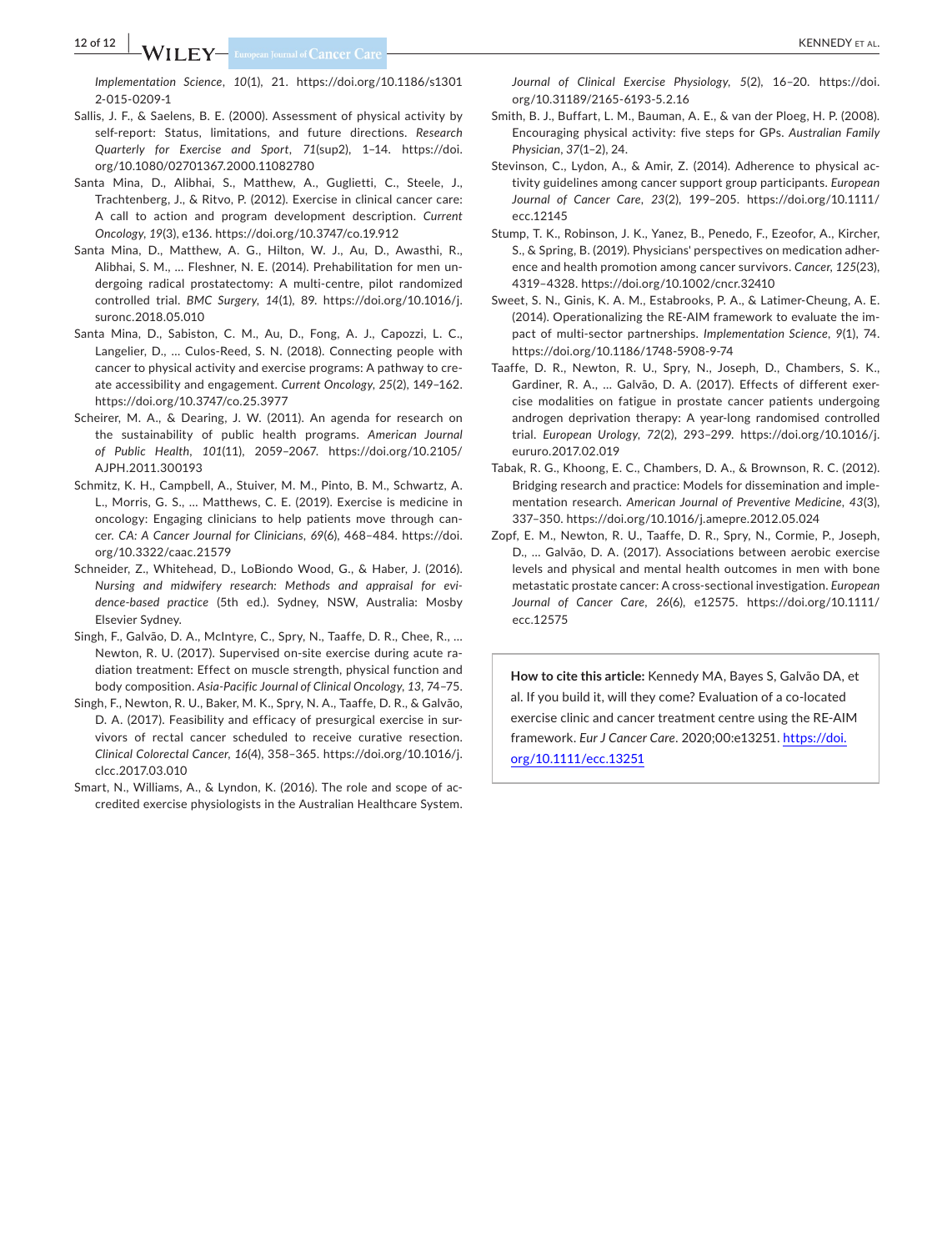*Implementation Science*, *10*(1), 21. https://doi.org/10.1186/s13012-015-0209-1

Sallis, J. F., & Saelens, B. E. (2000). Assessment of physical activity by self-report: Status, limitations, and future directions. *Research Quarterly for Exercise and Sport*, *71*(sup2), 1–14. https://doi.org/10.1080/02701367.2000.11082780

Santa Mina, D., Alibhai, S., Matthew, A., Guglietti, C., Steele, J., Trachtenberg, J., & Ritvo, P. (2012). Exercise in clinical cancer care: A call to action and program development description. *Current Oncology*, *19*(3), e136. https://doi.org/10.3747/co.19.912

Santa Mina, D., Matthew, A. G., Hilton, W. J., Au, D., Awasthi, R., Alibhai, S. M., … Fleshner, N. E. (2014). Prehabilitation for men undergoing radical prostatectomy: A multi-centre, pilot randomized controlled trial. *BMC Surgery*, *14*(1), 89. https://doi.org/10.1016/j.suronc.2018.05.010

Santa Mina, D., Sabiston, C. M., Au, D., Fong, A. J., Capozzi, L. C., Langelier, D., … Culos-Reed, S. N. (2018). Connecting people with cancer to physical activity and exercise programs: A pathway to create accessibility and engagement. *Current Oncology*, *25*(2), 149–162. https://doi.org/10.3747/co.25.3977

Scheirer, M. A., & Dearing, J. W. (2011). An agenda for research on the sustainability of public health programs. *American Journal of Public Health*, *101*(11), 2059–2067. https://doi.org/10.2105/AJPH.2011.300193

Schmitz, K. H., Campbell, A., Stuiver, M. M., Pinto, B. M., Schwartz, A. L., Morris, G. S., … Matthews, C. E. (2019). Exercise is medicine in oncology: Engaging clinicians to help patients move through cancer. *CA: A Cancer Journal for Clinicians*, *69*(6), 468–484. https://doi.org/10.3322/caac.21579

Schneider, Z., Whitehead, D., LoBiondo Wood, G., & Haber, J. (2016). *Nursing and midwifery research: Methods and appraisal for evidence-based practice* (5th ed.). Sydney, NSW, Australia: Mosby Elsevier Sydney.

Singh, F., Galvão, D. A., McIntyre, C., Spry, N., Taaffe, D. R., Chee, R., … Newton, R. U. (2017). Supervised on-site exercise during acute radiation treatment: Effect on muscle strength, physical function and body composition. *Asia-Pacific Journal of Clinical Oncology*, *13*, 74–75.

Singh, F., Newton, R. U., Baker, M. K., Spry, N. A., Taaffe, D. R., & Galvão, D. A. (2017). Feasibility and efficacy of presurgical exercise in survivors of rectal cancer scheduled to receive curative resection. *Clinical Colorectal Cancer*, *16*(4), 358–365. https://doi.org/10.1016/j.clcc.2017.03.010

Smart, N., Williams, A., & Lyndon, K. (2016). The role and scope of accredited exercise physiologists in the Australian Healthcare System. *Journal of Clinical Exercise Physiology*, *5*(2), 16–20. https://doi.org/10.31189/2165-6193-5.2.16

Smith, B. J., Buffart, L. M., Bauman, A. E., & van der Ploeg, H. P. (2008). Encouraging physical activity: five steps for GPs. *Australian Family Physician*, *37*(1–2), 24.

Stevinson, C., Lydon, A., & Amir, Z. (2014). Adherence to physical activity guidelines among cancer support group participants. *European Journal of Cancer Care*, *23*(2), 199–205. https://doi.org/10.1111/ecc.12145

Stump, T. K., Robinson, J. K., Yanez, B., Penedo, F., Ezeofor, A., Kircher, S., & Spring, B. (2019). Physicians' perspectives on medication adherence and health promotion among cancer survivors. *Cancer*, *125*(23), 4319–4328. https://doi.org/10.1002/cncr.32410

Sweet, S. N., Ginis, K. A. M., Estabrooks, P. A., & Latimer-Cheung, A. E. (2014). Operationalizing the RE-AIM framework to evaluate the impact of multi-sector partnerships. *Implementation Science*, *9*(1), 74. https://doi.org/10.1186/1748-5908-9-74

Taaffe, D. R., Newton, R. U., Spry, N., Joseph, D., Chambers, S. K., Gardiner, R. A., … Galvão, D. A. (2017). Effects of different exercise modalities on fatigue in prostate cancer patients undergoing androgen deprivation therapy: A year-long randomised controlled trial. *European Urology*, *72*(2), 293–299. https://doi.org/10.1016/j.eururo.2017.02.019

Tabak, R. G., Khoong, E. C., Chambers, D. A., & Brownson, R. C. (2012). Bridging research and practice: Models for dissemination and implementation research. *American Journal of Preventive Medicine*, *43*(3), 337–350. https://doi.org/10.1016/j.amepre.2012.05.024

Zopf, E. M., Newton, R. U., Taaffe, D. R., Spry, N., Cormie, P., Joseph, D., … Galvão, D. A. (2017). Associations between aerobic exercise levels and physical and mental health outcomes in men with bone metastatic prostate cancer: A cross-sectional investigation. *European Journal of Cancer Care*, *26*(6), e12575. https://doi.org/10.1111/ecc.12575

**How to cite this article:** Kennedy MA, Bayes S, Galvão DA, et al. If you build it, will they come? Evaluation of a co-located exercise clinic and cancer treatment centre using the RE-AIM framework. *Eur J Cancer Care*. 2020;00:e13251. https://doi.org/10.1111/ecc.13251